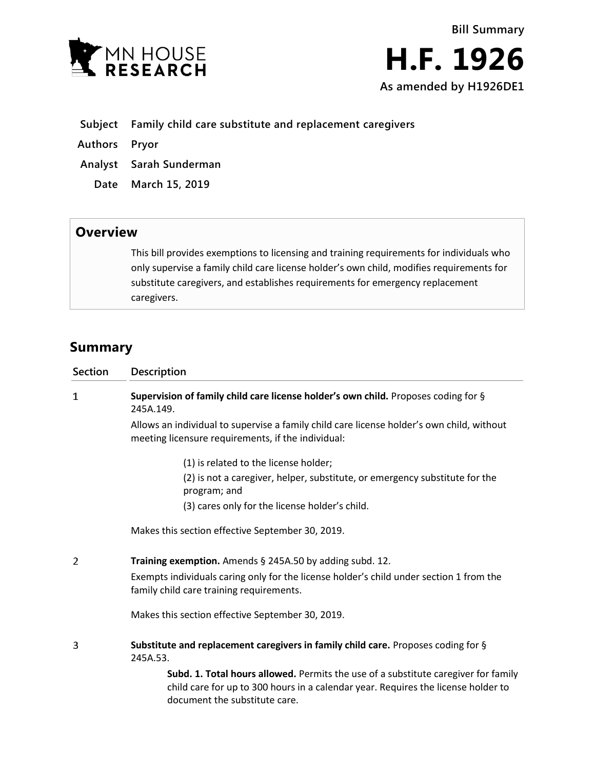MN HOUSE RESEARCH

Bill Summary

# H.F. 1926

**As amended by H1926DE1**

**Subject** Family child care substitute and replacement caregivers

**Authors** Pryor

**Analyst** Sarah Sunderman

**Date** March 15, 2019

## Overview

This bill provides exemptions to licensing and training requirements for individuals who only supervise a family child care license holder's own child, modifies requirements for substitute caregivers, and establishes requirements for emergency replacement caregivers.

## Summary

| Section | Description |
|---|---|
| 1 | **Supervision of family child care license holder's own child.** Proposes coding for § 245A.149.<br><br>Allows an individual to supervise a family child care license holder's own child, without meeting licensure requirements, if the individual:<br><br>(1) is related to the license holder;<br>(2) is not a caregiver, helper, substitute, or emergency substitute for the program; and<br>(3) cares only for the license holder's child.<br><br>Makes this section effective September 30, 2019. |
| 2 | **Training exemption.** Amends § 245A.50 by adding subd. 12.<br><br>Exempts individuals caring only for the license holder's child under section 1 from the family child care training requirements.<br><br>Makes this section effective September 30, 2019. |
| 3 | **Substitute and replacement caregivers in family child care.** Proposes coding for § 245A.53.<br><br>**Subd. 1. Total hours allowed.** Permits the use of a substitute caregiver for family child care for up to 300 hours in a calendar year. Requires the license holder to document the substitute care. |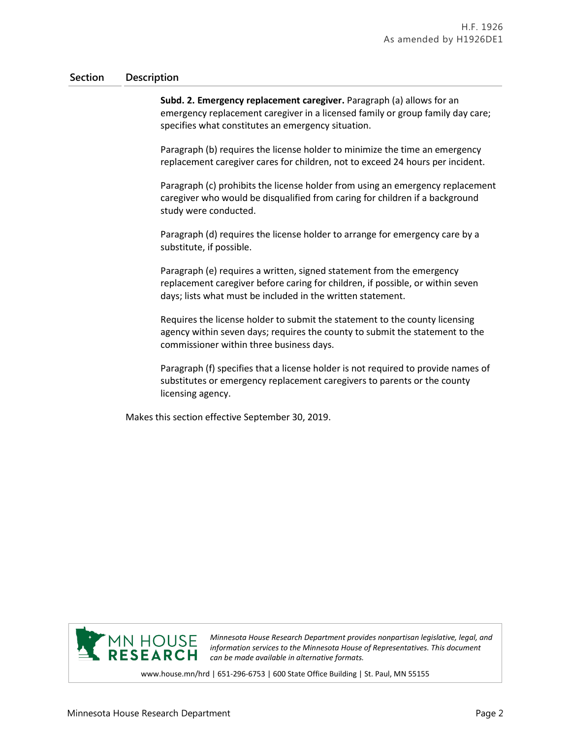| Section | Description |
| --- | --- |
| | **Subd. 2. Emergency replacement caregiver.** Paragraph (a) allows for an emergency replacement caregiver in a licensed family or group family day care; specifies what constitutes an emergency situation. |
| | Paragraph (b) requires the license holder to minimize the time an emergency replacement caregiver cares for children, not to exceed 24 hours per incident. |
| | Paragraph (c) prohibits the license holder from using an emergency replacement caregiver who would be disqualified from caring for children if a background study were conducted. |
| | Paragraph (d) requires the license holder to arrange for emergency care by a substitute, if possible. |
| | Paragraph (e) requires a written, signed statement from the emergency replacement caregiver before caring for children, if possible, or within seven days; lists what must be included in the written statement. |
| | Requires the license holder to submit the statement to the county licensing agency within seven days; requires the county to submit the statement to the commissioner within three business days. |
| | Paragraph (f) specifies that a license holder is not required to provide names of substitutes or emergency replacement caregivers to parents or the county licensing agency. |
| | Makes this section effective September 30, 2019. |

MN HOUSE RESEARCH

*Minnesota House Research Department provides nonpartisan legislative, legal, and information services to the Minnesota House of Representatives. This document can be made available in alternative formats.*

www.house.mn/hrd | 651-296-6753 | 600 State Office Building | St. Paul, MN 55155